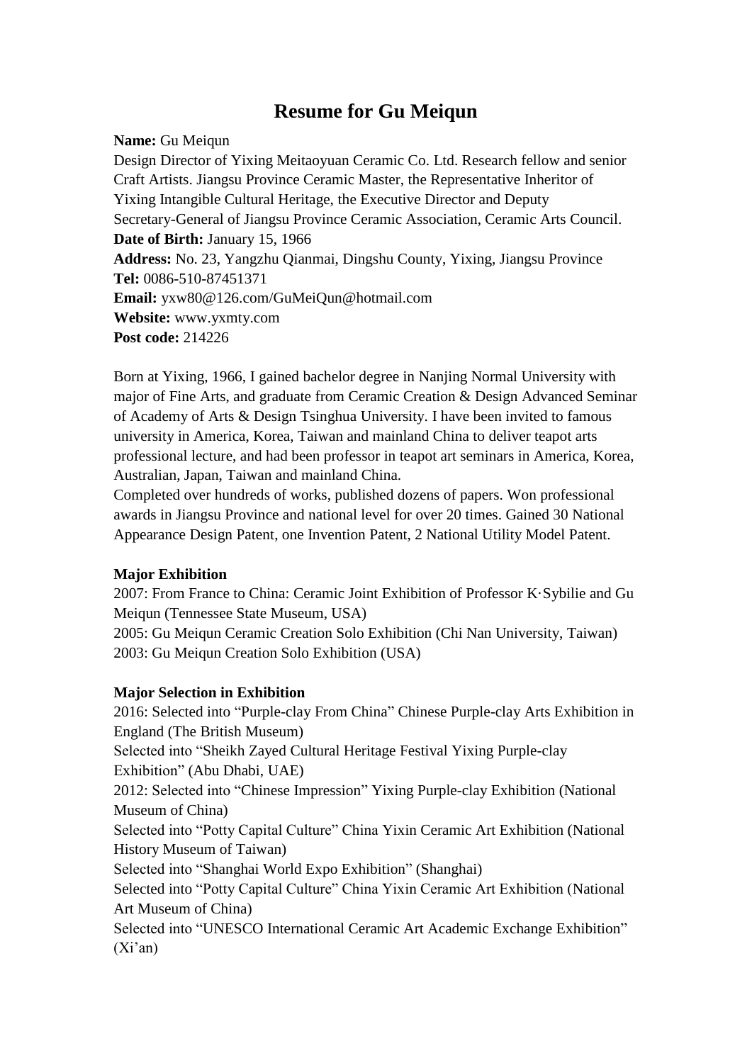# Resume for Gu Meiqun

**Name:** Gu Meiqun
Design Director of Yixing Meitaoyuan Ceramic Co. Ltd. Research fellow and senior Craft Artists. Jiangsu Province Ceramic Master, the Representative Inheritor of Yixing Intangible Cultural Heritage, the Executive Director and Deputy Secretary-General of Jiangsu Province Ceramic Association, Ceramic Arts Council.
**Date of Birth:** January 15, 1966
**Address:** No. 23, Yangzhu Qianmai, Dingshu County, Yixing, Jiangsu Province
**Tel:** 0086-510-87451371
**Email:** yxw80@126.com/GuMeiQun@hotmail.com
**Website:** www.yxmty.com
**Post code:** 214226

Born at Yixing, 1966, I gained bachelor degree in Nanjing Normal University with major of Fine Arts, and graduate from Ceramic Creation & Design Advanced Seminar of Academy of Arts & Design Tsinghua University. I have been invited to famous university in America, Korea, Taiwan and mainland China to deliver teapot arts professional lecture, and had been professor in teapot art seminars in America, Korea, Australian, Japan, Taiwan and mainland China.
Completed over hundreds of works, published dozens of papers. Won professional awards in Jiangsu Province and national level for over 20 times. Gained 30 National Appearance Design Patent, one Invention Patent, 2 National Utility Model Patent.

**Major Exhibition**

2007: From France to China: Ceramic Joint Exhibition of Professor K·Sybilie and Gu Meiqun (Tennessee State Museum, USA)
2005: Gu Meiqun Ceramic Creation Solo Exhibition (Chi Nan University, Taiwan)
2003: Gu Meiqun Creation Solo Exhibition (USA)

**Major Selection in Exhibition**

2016: Selected into "Purple-clay From China" Chinese Purple-clay Arts Exhibition in England (The British Museum)
Selected into "Sheikh Zayed Cultural Heritage Festival Yixing Purple-clay Exhibition" (Abu Dhabi, UAE)
2012: Selected into "Chinese Impression" Yixing Purple-clay Exhibition (National Museum of China)
Selected into "Potty Capital Culture" China Yixin Ceramic Art Exhibition (National History Museum of Taiwan)
Selected into "Shanghai World Expo Exhibition" (Shanghai)
Selected into "Potty Capital Culture" China Yixin Ceramic Art Exhibition (National Art Museum of China)
Selected into "UNESCO International Ceramic Art Academic Exchange Exhibition" (Xi'an)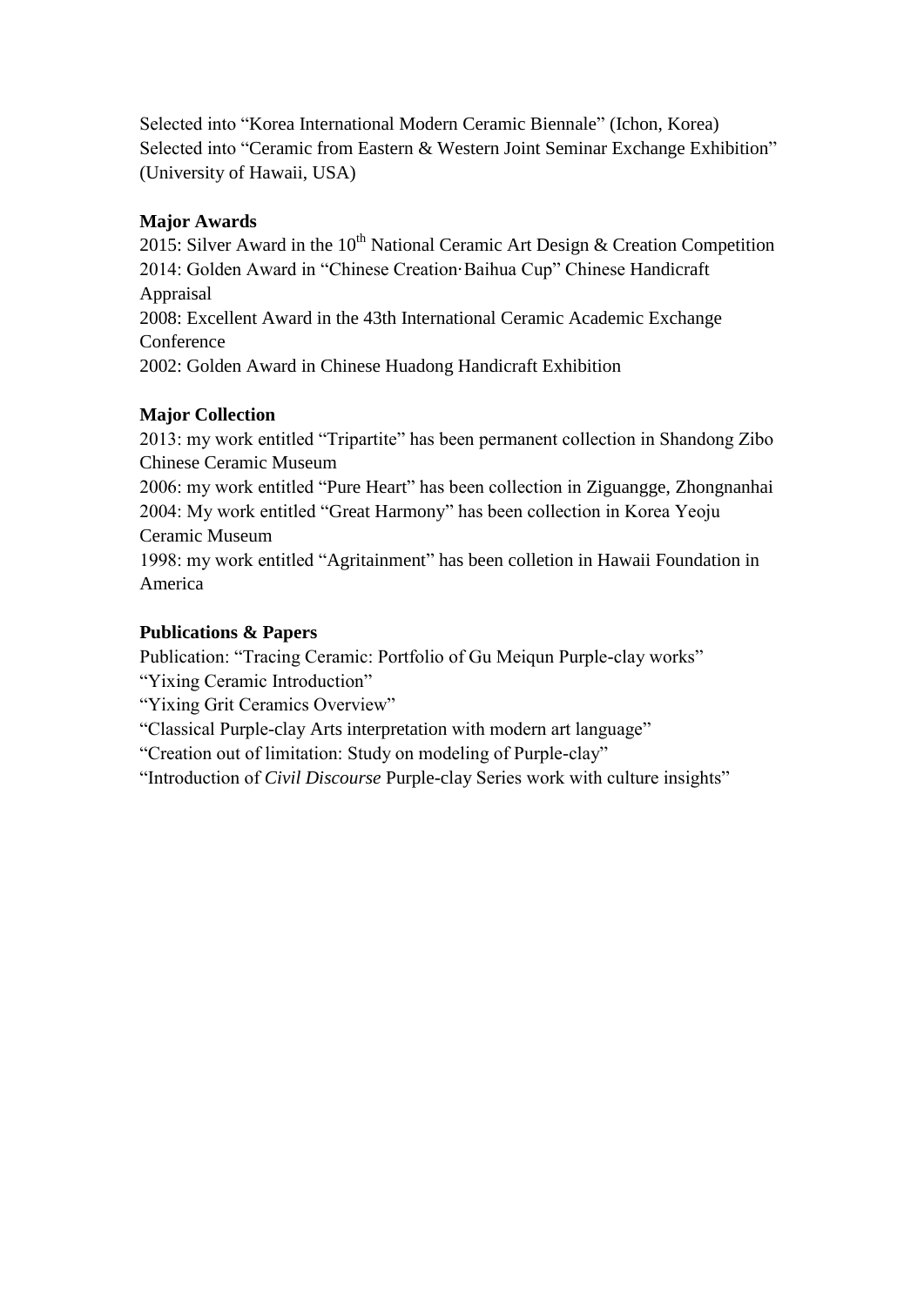Selected into "Korea International Modern Ceramic Biennale" (Ichon, Korea)
Selected into "Ceramic from Eastern & Western Joint Seminar Exchange Exhibition" (University of Hawaii, USA)

**Major Awards**

2015: Silver Award in the 10th National Ceramic Art Design & Creation Competition
2014: Golden Award in "Chinese Creation·Baihua Cup" Chinese Handicraft Appraisal
2008: Excellent Award in the 43th International Ceramic Academic Exchange Conference
2002: Golden Award in Chinese Huadong Handicraft Exhibition

**Major Collection**

2013: my work entitled "Tripartite" has been permanent collection in Shandong Zibo Chinese Ceramic Museum
2006: my work entitled "Pure Heart" has been collection in Ziguangge, Zhongnanhai
2004: My work entitled "Great Harmony" has been collection in Korea Yeoju Ceramic Museum
1998: my work entitled "Agritainment" has been colletion in Hawaii Foundation in America

**Publications & Papers**

Publication: "Tracing Ceramic: Portfolio of Gu Meiqun Purple-clay works"
"Yixing Ceramic Introduction"
"Yixing Grit Ceramics Overview"
"Classical Purple-clay Arts interpretation with modern art language"
"Creation out of limitation: Study on modeling of Purple-clay"
"Introduction of *Civil Discourse* Purple-clay Series work with culture insights"